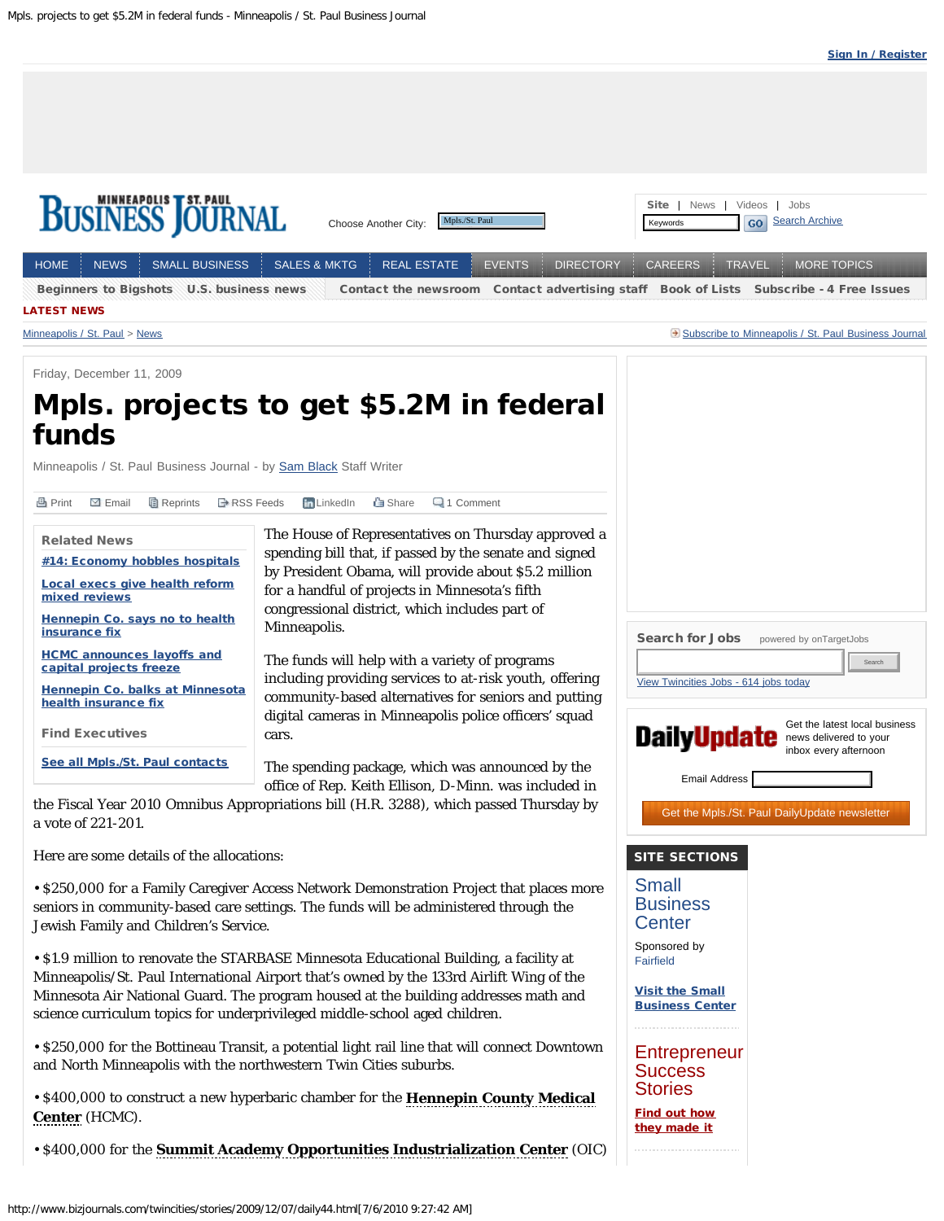Friday, December 11, 2009

# Mpls. projects to get $5.2M in federal funds

Minneapolis / St. Paul Business Journal - by Sam Black Staff Writer

The House of Representatives on Thursday approved a spending bill that, if passed by the senate and signed by President Obama, will provide about $5.2 million for a handful of projects in Minnesota's fifth congressional district, which includes part of Minneapolis.

The funds will help with a variety of programs including providing services to at-risk youth, offering community-based alternatives for seniors and putting digital cameras in Minneapolis police officers' squad cars.

The spending package, which was announced by the office of Rep. Keith Ellison, D-Minn. was included in the Fiscal Year 2010 Omnibus Appropriations bill (H.R. 3288), which passed Thursday by a vote of 221-201.

Here are some details of the allocations:

• $250,000 for a Family Caregiver Access Network Demonstration Project that places more seniors in community-based care settings. The funds will be administered through the Jewish Family and Children's Service.

• $1.9 million to renovate the STARBASE Minnesota Educational Building, a facility at Minneapolis/St. Paul International Airport that's owned by the 133rd Airlift Wing of the Minnesota Air National Guard. The program housed at the building addresses math and science curriculum topics for underprivileged middle-school aged children.

• $250,000 for the Bottineau Transit, a potential light rail line that will connect Downtown and North Minneapolis with the northwestern Twin Cities suburbs.

• $400,000 to construct a new hyperbaric chamber for the **Hennepin County Medical Center** (HCMC).

• $400,000 for the **Summit Academy Opportunities Industrialization Center** (OIC)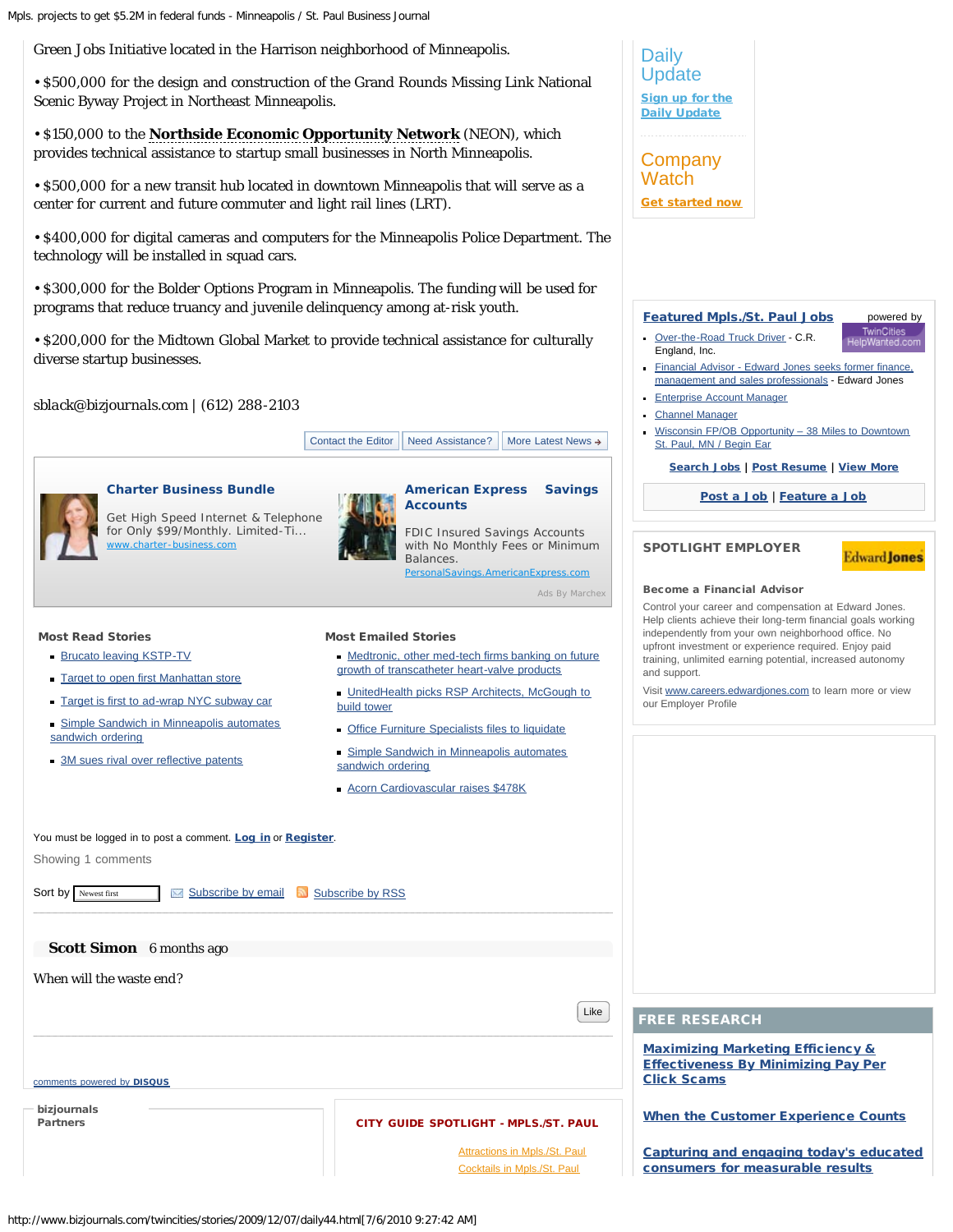Green Jobs Initiative located in the Harrison neighborhood of Minneapolis.

•$500,000 for the design and construction of the Grand Rounds Missing Link National Scenic Byway Project in Northeast Minneapolis.

•$150,000 to the **Northside Economic Opportunity Network** (NEON), which provides technical assistance to startup small businesses in North Minneapolis.

•$500,000 for a new transit hub located in downtown Minneapolis that will serve as a center for current and future commuter and light rail lines (LRT).

•$400,000 for digital cameras and computers for the Minneapolis Police Department. The technology will be installed in squad cars.

•$300,000 for the Bolder Options Program in Minneapolis. The funding will be used for programs that reduce truancy and juvenile delinquency among at-risk youth.

•$200,000 for the Midtown Global Market to provide technical assistance for culturally diverse startup businesses.

sblack@bizjournals.com | (612) 288-2103

Contact the Editor | Need Assistance? | More Latest News

**Charter Business Bundle**
Get High Speed Internet & Telephone for Only $99/Monthly. Limited-Ti...
www.charter-business.com

**American Express Savings Accounts**
FDIC Insured Savings Accounts with No Monthly Fees or Minimum Balances.
PersonalSavings.AmericanExpress.com

Ads By Marchex

### Most Read Stories

- Brucato leaving KSTP-TV
- Target to open first Manhattan store
- Target is first to ad-wrap NYC subway car
- Simple Sandwich in Minneapolis automates sandwich ordering
- 3M sues rival over reflective patents

### Most Emailed Stories

- Medtronic, other med-tech firms banking on future growth of transcatheter heart-valve products
- UnitedHealth picks RSP Architects, McGough to build tower
- Office Furniture Specialists files to liquidate
- Simple Sandwich in Minneapolis automates sandwich ordering
- Acorn Cardiovascular raises $478K

You must be logged in to post a comment. **Log in** or **Register**.

Showing 1 comments

Sort by Newest first | Subscribe by email | Subscribe by RSS

**Scott Simon** 6 months ago

When will the waste end?

Like

comments powered by DISQUS

**bizjournals Partners**

**CITY GUIDE SPOTLIGHT - MPLS./ST. PAUL**

Attractions in Mpls./St. Paul
Cocktails in Mpls./St. Paul

## Daily Update

Sign up for the Daily Update

## Company Watch

Get started now

### Featured Mpls./St. Paul Jobs

powered by TwinCities HelpWanted.com

- Over-the-Road Truck Driver - C.R. England, Inc.
- Financial Advisor - Edward Jones seeks former finance, management and sales professionals - Edward Jones
- Enterprise Account Manager
- Channel Manager
- Wisconsin FP/OB Opportunity – 38 Miles to Downtown St. Paul, MN / Begin Ear

Search Jobs | Post Resume | View More

Post a Job | Feature a Job

### SPOTLIGHT EMPLOYER

Edward Jones

**Become a Financial Advisor**

Control your career and compensation at Edward Jones. Help clients achieve their long-term financial goals working independently from your own neighborhood office. No upfront investment or experience required. Enjoy paid training, unlimited earning potential, increased autonomy and support.

Visit www.careers.edwardjones.com to learn more or view our Employer Profile

### FREE RESEARCH

**Maximizing Marketing Efficiency & Effectiveness By Minimizing Pay Per Click Scams**

**When the Customer Experience Counts**

**Capturing and engaging today's educated consumers for measurable results**